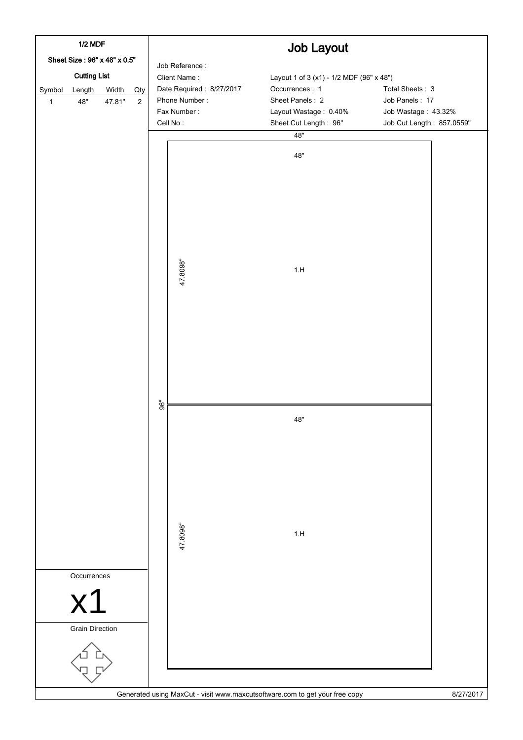## 1/2 MDF

**Sheet Size : 96" x 48" x 0.5"**

**Cutting List**

| Symbol | Length | Width | Qty |
| --- | --- | --- | --- |
| 1 | 48" | 47.81" | 2 |

# Job Layout

| | | |
| --- | --- | --- |
| Job Reference : | | |
| Client Name : | Layout 1 of 3 (x1) - 1/2 MDF (96" x 48") | |
| Date Required : 8/27/2017 | Occurrences : 1 | Total Sheets : 3 |
| Phone Number : | Sheet Panels : 2 | Job Panels : 17 |
| Fax Number : | Layout Wastage : 0.40% | Job Wastage : 43.32% |
| Cell No : | Sheet Cut Length : 96" | Job Cut Length : 857.0559" |

48"

96"

48"

47.8098"

1.H

48"

47.8098"

1.H

Occurrences

x1

Grain Direction

Generated using MaxCut - visit www.maxcutsoftware.com to get your free copy

8/27/2017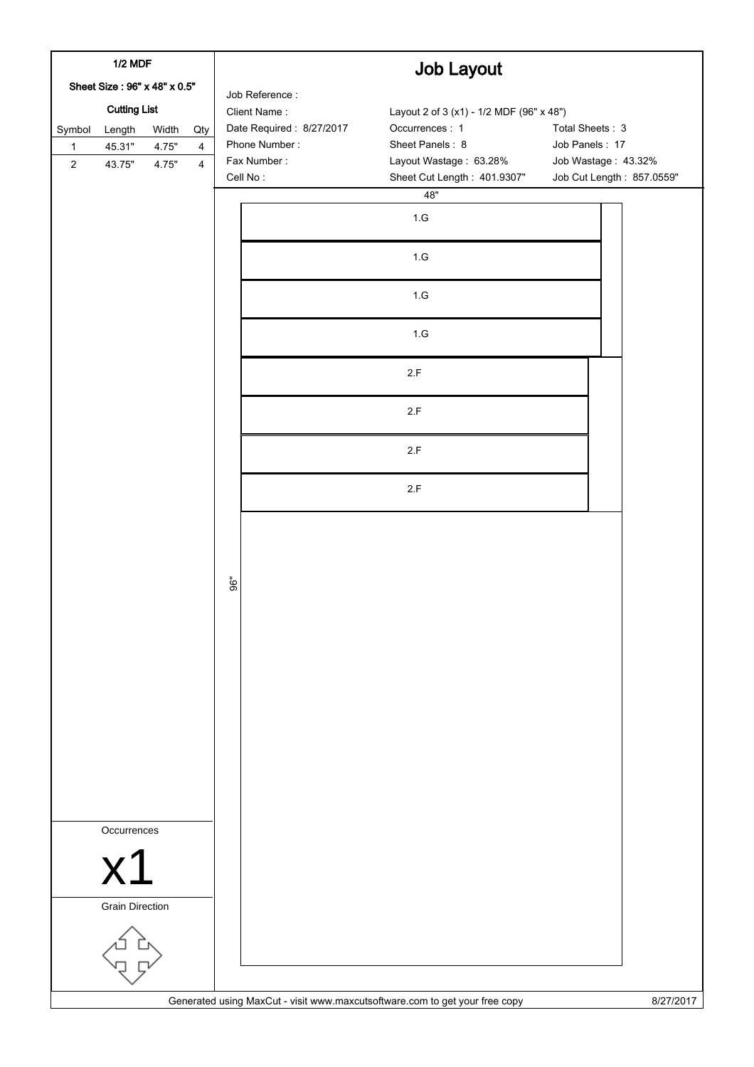## 1/2 MDF

**Sheet Size : 96" x 48" x 0.5"**

**Cutting List**

| Symbol | Length | Width | Qty |
|---|---|---|---|
| 1 | 45.31" | 4.75" | 4 |
| 2 | 43.75" | 4.75" | 4 |

# Job Layout

Job Reference :
Client Name :
Date Required : 8/27/2017
Phone Number :
Fax Number :
Cell No :

Layout 2 of 3 (x1) - 1/2 MDF (96" x 48")
Occurrences : 1
Sheet Panels : 8
Layout Wastage : 63.28%
Sheet Cut Length : 401.9307"

Total Sheets : 3
Job Panels : 17
Job Wastage : 43.32%
Job Cut Length : 857.0559"

48"

1.G
1.G
1.G
1.G
2.F
2.F
2.F
2.F

96"

Occurrences

x1

Grain Direction

Generated using MaxCut - visit www.maxcutsoftware.com to get your free copy

8/27/2017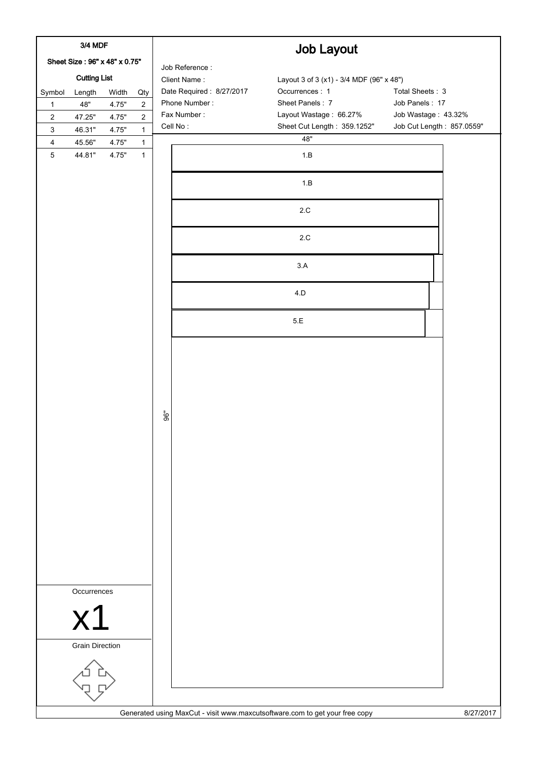**3/4 MDF**

**Sheet Size : 96" x 48" x 0.75"**

**Cutting List**

| Symbol | Length | Width | Qty |
|---|---|---|---|
| 1 | 48" | 4.75" | 2 |
| 2 | 47.25" | 4.75" | 2 |
| 3 | 46.31" | 4.75" | 1 |
| 4 | 45.56" | 4.75" | 1 |
| 5 | 44.81" | 4.75" | 1 |

Occurrences

x1

Grain Direction

# Job Layout

| | | |
|---|---|---|
| Job Reference : | | |
| Client Name : | Layout 3 of 3 (x1) - 3/4 MDF (96" x 48") | |
| Date Required : 8/27/2017 | Occurrences : 1 | Total Sheets : 3 |
| Phone Number : | Sheet Panels : 7 | Job Panels : 17 |
| Fax Number : | Layout Wastage : 66.27% | Job Wastage : 43.32% |
| Cell No : | Sheet Cut Length : 359.1252" | Job Cut Length : 857.0559" |

48"

96"

1.B

1.B

2.C

2.C

3.A

4.D

5.E

Generated using MaxCut - visit www.maxcutsoftware.com to get your free copy

8/27/2017